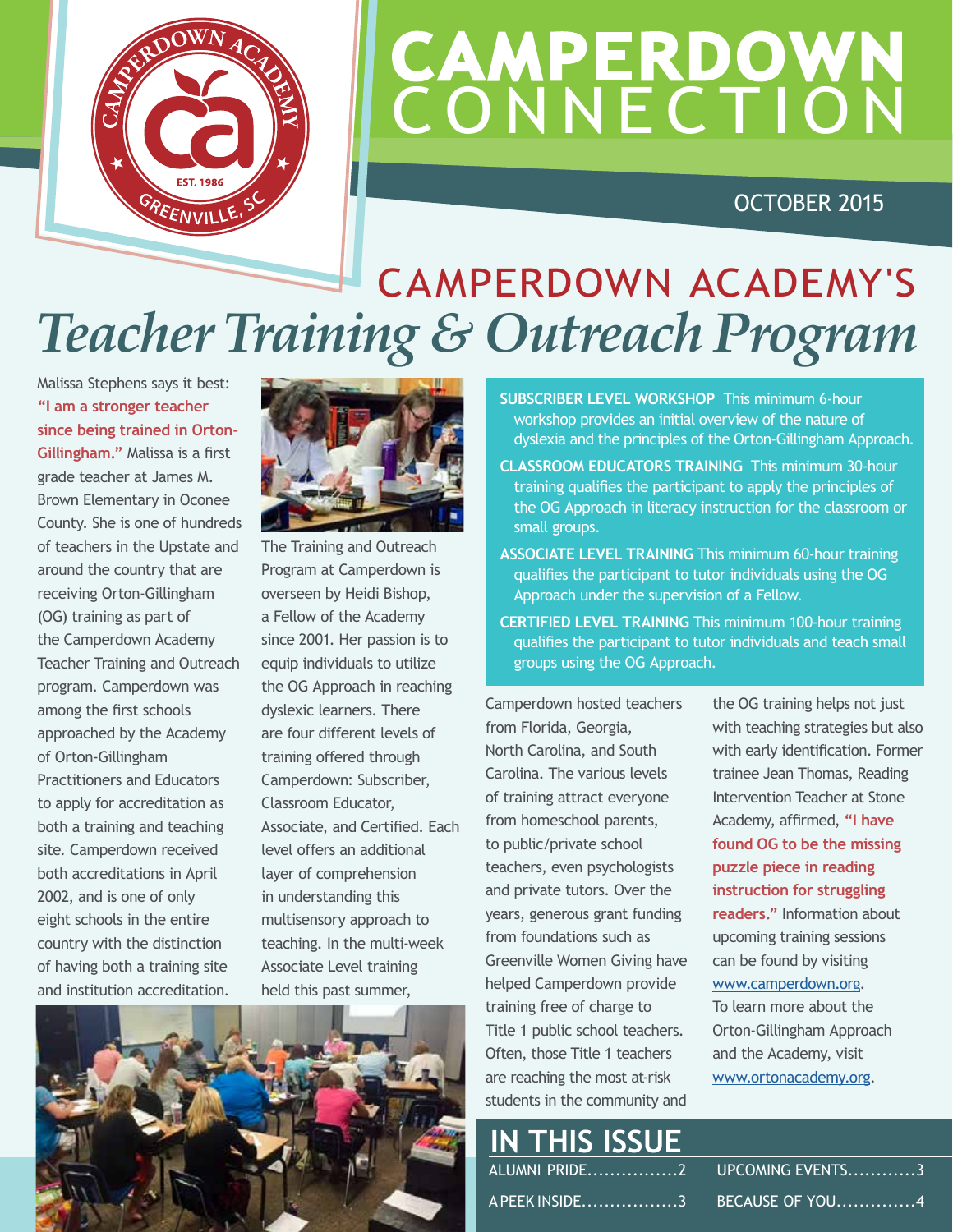# CAMPERDOWN CONNECTION

OCTOBER 2015

## CAMPERDOWN ACADEMY'S *Teacher Training & Outreach Program*

Malissa Stephens says it best: **"I am a stronger teacher since being trained in Orton-Gillingham."** Malissa is a first grade teacher at James M. Brown Elementary in Oconee County. She is one of hundreds of teachers in the Upstate and around the country that are receiving Orton-Gillingham (OG) training as part of the Camperdown Academy Teacher Training and Outreach program. Camperdown was among the first schools approached by the Academy of Orton-Gillingham Practitioners and Educators to apply for accreditation as both a training and teaching site. Camperdown received both accreditations in April 2002, and is one of only eight schools in the entire country with the distinction of having both a training site and institution accreditation.

The Training and Outreach Program at Camperdown is overseen by Heidi Bishop, a Fellow of the Academy since 2001. Her passion is to equip individuals to utilize the OG Approach in reaching dyslexic learners. There are four different levels of training offered through Camperdown: Subscriber, Classroom Educator, Associate, and Certified. Each level offers an additional layer of comprehension in understanding this multisensory approach to teaching. In the multi-week Associate Level training held this past summer,

**SUBSCRIBER LEVEL WORKSHOP** This minimum 6-hour workshop provides an initial overview of the nature of dyslexia and the principles of the Orton-Gillingham Approach.

**CLASSROOM EDUCATORS TRAINING** This minimum 30-hour training qualifies the participant to apply the principles of the OG Approach in literacy instruction for the classroom or small groups.

**ASSOCIATE LEVEL TRAINING** This minimum 60-hour training qualifies the participant to tutor individuals using the OG Approach under the supervision of a Fellow.

**CERTIFIED LEVEL TRAINING** This minimum 100-hour training qualifies the participant to tutor individuals and teach small groups using the OG Approach.

Camperdown hosted teachers from Florida, Georgia, North Carolina, and South Carolina. The various levels of training attract everyone from homeschool parents, to public/private school teachers, even psychologists and private tutors. Over the years, generous grant funding from foundations such as Greenville Women Giving have helped Camperdown provide training free of charge to Title 1 public school teachers. Often, those Title 1 teachers are reaching the most at-risk students in the community and the OG training helps not just with teaching strategies but also with early identification. Former trainee Jean Thomas, Reading Intervention Teacher at Stone Academy, affirmed, **"I have found OG to be the missing puzzle piece in reading instruction for struggling readers."** Information about upcoming training sessions can be found by visiting www.camperdown.org. To learn more about the Orton-Gillingham Approach and the Academy, visit www.ortonacademy.org.

## IN THIS ISSUE

- ALUMNI PRIDE................2
- A PEEK INSIDE.................3
- UPCOMING EVENTS............3
- BECAUSE OF YOU..............4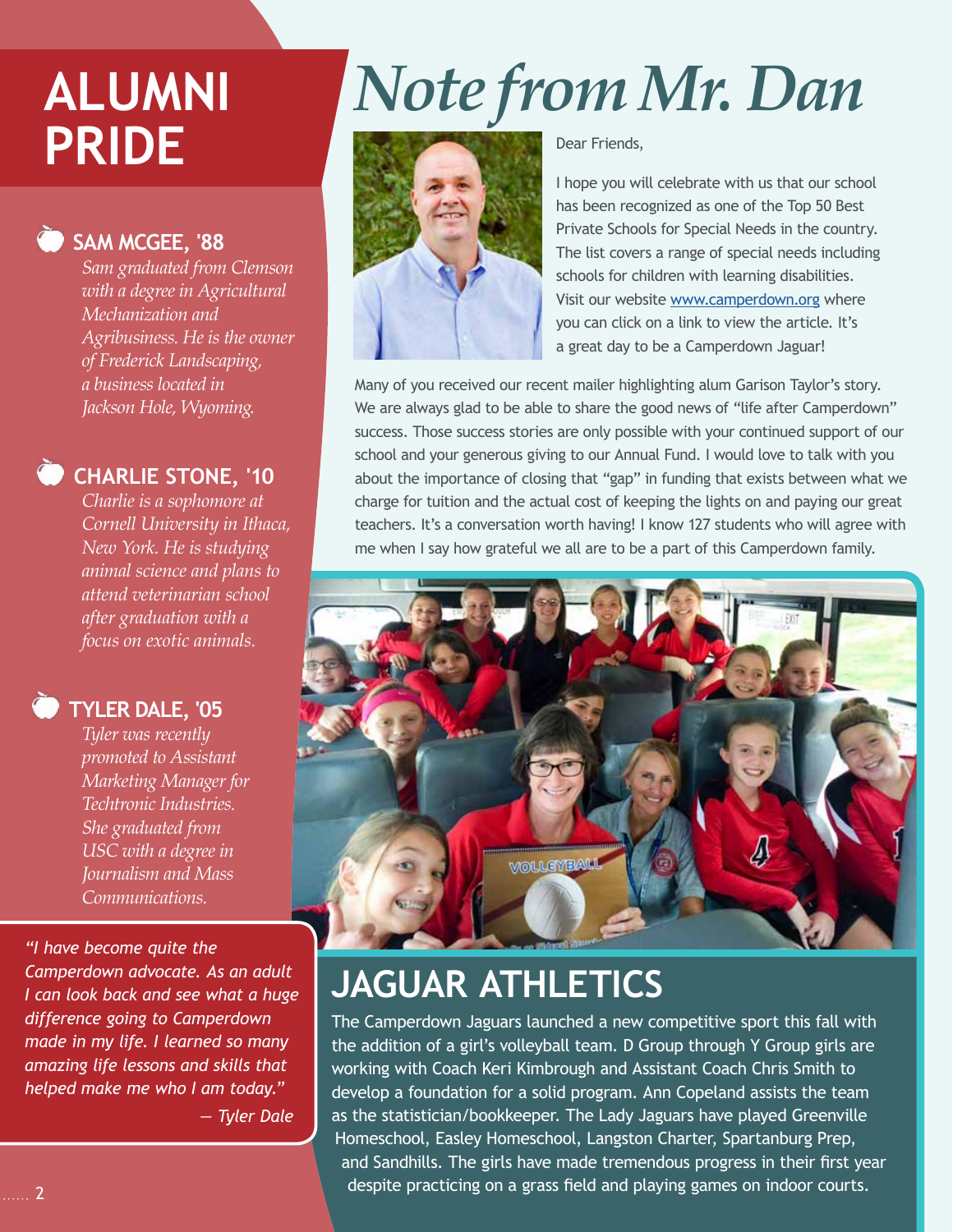# ALUMNI PRIDE

### SAM MCGEE, '88

*Sam graduated from Clemson with a degree in Agricultural Mechanization and Agribusiness. He is the owner of Frederick Landscaping, a business located in Jackson Hole, Wyoming.*

### CHARLIE STONE, '10

*Charlie is a sophomore at Cornell University in Ithaca, New York. He is studying animal science and plans to attend veterinarian school after graduation with a focus on exotic animals.*

### TYLER DALE, '05

*Tyler was recently promoted to Assistant Marketing Manager for Techtronic Industries. She graduated from USC with a degree in Journalism and Mass Communications.*

*"I have become quite the Camperdown advocate. As an adult I can look back and see what a huge difference going to Camperdown made in my life. I learned so many amazing life lessons and skills that helped make me who I am today."*

*— Tyler Dale*

# Note from Mr. Dan

Dear Friends,

I hope you will celebrate with us that our school has been recognized as one of the Top 50 Best Private Schools for Special Needs in the country. The list covers a range of special needs including schools for children with learning disabilities. Visit our website www.camperdown.org where you can click on a link to view the article. It's a great day to be a Camperdown Jaguar!

Many of you received our recent mailer highlighting alum Garison Taylor's story. We are always glad to be able to share the good news of "life after Camperdown" success. Those success stories are only possible with your continued support of our school and your generous giving to our Annual Fund. I would love to talk with you about the importance of closing that "gap" in funding that exists between what we charge for tuition and the actual cost of keeping the lights on and paying our great teachers. It's a conversation worth having! I know 127 students who will agree with me when I say how grateful we all are to be a part of this Camperdown family.

# JAGUAR ATHLETICS

The Camperdown Jaguars launched a new competitive sport this fall with the addition of a girl's volleyball team. D Group through Y Group girls are working with Coach Keri Kimbrough and Assistant Coach Chris Smith to develop a foundation for a solid program. Ann Copeland assists the team as the statistician/bookkeeper. The Lady Jaguars have played Greenville Homeschool, Easley Homeschool, Langston Charter, Spartanburg Prep, and Sandhills. The girls have made tremendous progress in their first year despite practicing on a grass field and playing games on indoor courts.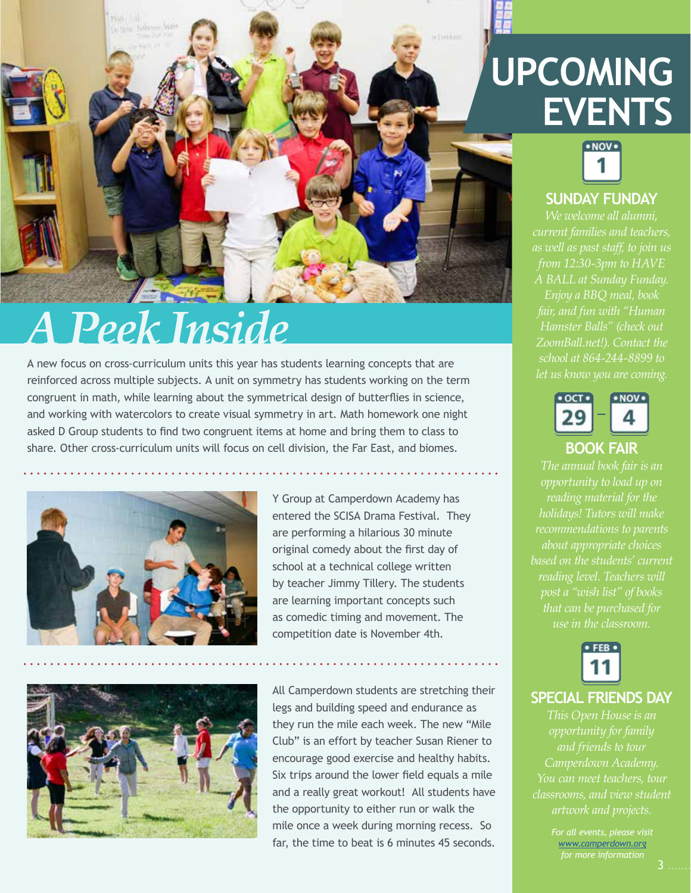# A Peek Inside

A new focus on cross-curriculum units this year has students learning concepts that are reinforced across multiple subjects. A unit on symmetry has students working on the term congruent in math, while learning about the symmetrical design of butterflies in science, and working with watercolors to create visual symmetry in art. Math homework one night asked D Group students to find two congruent items at home and bring them to class to share. Other cross-curriculum units will focus on cell division, the Far East, and biomes.

Y Group at Camperdown Academy has entered the SCISA Drama Festival. They are performing a hilarious 30 minute original comedy about the first day of school at a technical college written by teacher Jimmy Tillery. The students are learning important concepts such as comedic timing and movement. The competition date is November 4th.

All Camperdown students are stretching their legs and building speed and endurance as they run the mile each week. The new "Mile Club" is an effort by teacher Susan Riener to encourage good exercise and healthy habits. Six trips around the lower field equals a mile and a really great workout! All students have the opportunity to either run or walk the mile once a week during morning recess. So far, the time to beat is 6 minutes 45 seconds.

# UPCOMING EVENTS

**NOV 1**

## SUNDAY FUNDAY

*We welcome all alumni, current families and teachers, as well as past staff, to join us from 12:30-3pm to HAVE A BALL at Sunday Funday. Enjoy a BBQ meal, book fair, and fun with "Human Hamster Balls" (check out ZoomBall.net!). Contact the school at 864-244-8899 to let us know you are coming.*

**OCT 29 – NOV 4**

## BOOK FAIR

*The annual book fair is an opportunity to load up on reading material for the holidays! Tutors will make recommendations to parents about appropriate choices based on the students' current reading level. Teachers will post a "wish list" of books that can be purchased for use in the classroom.*

**FEB 11**

## SPECIAL FRIENDS DAY

*This Open House is an opportunity for family and friends to tour Camperdown Academy. You can meet teachers, tour classrooms, and view student artwork and projects.*

*For all events, please visit www.camperdown.org for more information*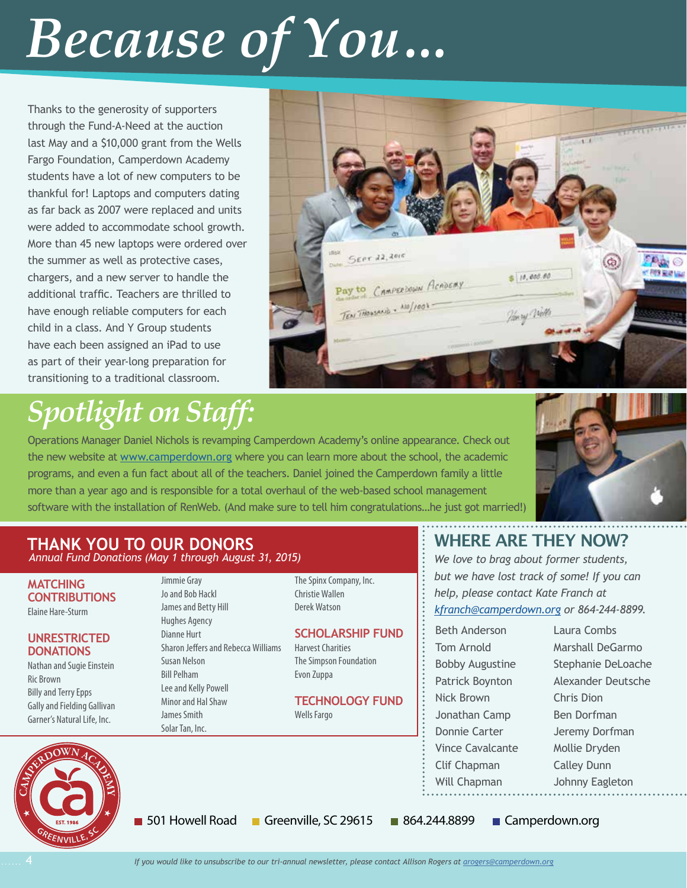# Because of You...

Thanks to the generosity of supporters through the Fund-A-Need at the auction last May and a $10,000 grant from the Wells Fargo Foundation, Camperdown Academy students have a lot of new computers to be thankful for! Laptops and computers dating as far back as 2007 were replaced and units were added to accommodate school growth. More than 45 new laptops were ordered over the summer as well as protective cases, chargers, and a new server to handle the additional traffic. Teachers are thrilled to have enough reliable computers for each child in a class. And Y Group students have each been assigned an iPad to use as part of their year-long preparation for transitioning to a traditional classroom.

# Spotlight on Staff:

Operations Manager Daniel Nichols is revamping Camperdown Academy's online appearance. Check out the new website at www.camperdown.org where you can learn more about the school, the academic programs, and even a fun fact about all of the teachers. Daniel joined the Camperdown family a little more than a year ago and is responsible for a total overhaul of the web-based school management software with the installation of RenWeb. (And make sure to tell him congratulations...he just got married!)

## THANK YOU TO OUR DONORS

*Annual Fund Donations (May 1 through August 31, 2015)*

### MATCHING CONTRIBUTIONS

Elaine Hare-Sturm

### UNRESTRICTED DONATIONS

Nathan and Sugie Einstein
Ric Brown
Billy and Terry Epps
Gally and Fielding Gallivan
Garner's Natural Life, Inc.
Jimmie Gray
Jo and Bob Hackl
James and Betty Hill
Hughes Agency
Dianne Hurt
Sharon Jeffers and Rebecca Williams
Susan Nelson
Bill Pelham
Lee and Kelly Powell
Minor and Hal Shaw
James Smith
Solar Tan, Inc.
The Spinx Company, Inc.
Christie Wallen
Derek Watson

### SCHOLARSHIP FUND

Harvest Charities
The Simpson Foundation
Evon Zuppa

### TECHNOLOGY FUND

Wells Fargo

## WHERE ARE THEY NOW?

*We love to brag about former students, but we have lost track of some! If you can help, please contact Kate Franch at kfranch@camperdown.org or 864-244-8899.*

Beth Anderson
Tom Arnold
Bobby Augustine
Patrick Boynton
Nick Brown
Jonathan Camp
Donnie Carter
Vince Cavalcante
Clif Chapman
Will Chapman
Laura Combs
Marshall DeGarmo
Stephanie DeLoache
Alexander Deutsche
Chris Dion
Ben Dorfman
Jeremy Dorfman
Mollie Dryden
Calley Dunn
Johnny Eagleton

501 Howell Road ■ Greenville, SC 29615 ■ 864.244.8899 ■ Camperdown.org

*If you would like to unsubscribe to our tri-annual newsletter, please contact Allison Rogers at arogers@camperdown.org*